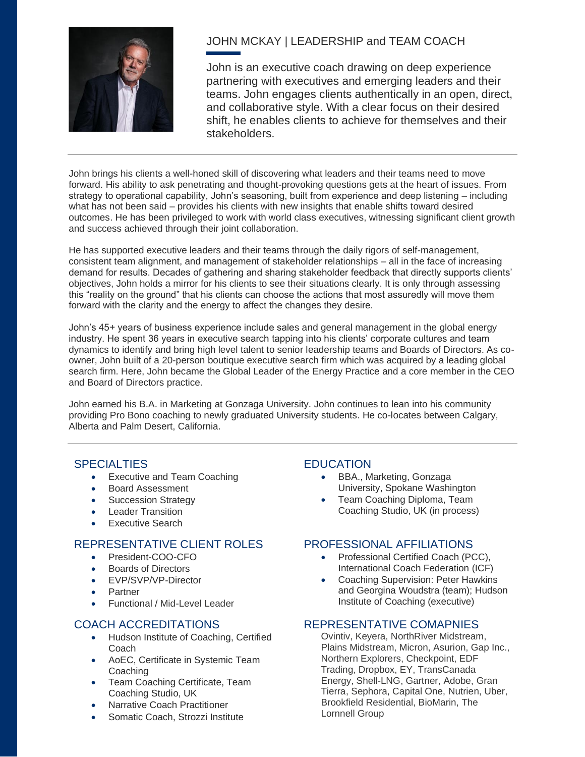# JOHN MCKAY | LEADERSHIP and TEAM COACH

John is an executive coach drawing on deep experience partnering with executives and emerging leaders and their teams. John engages clients authentically in an open, direct, and collaborative style. With a clear focus on their desired shift, he enables clients to achieve for themselves and their stakeholders.

---

John brings his clients a well-honed skill of discovering what leaders and their teams need to move forward. His ability to ask penetrating and thought-provoking questions gets at the heart of issues. From strategy to operational capability, John's seasoning, built from experience and deep listening – including what has not been said – provides his clients with new insights that enable shifts toward desired outcomes. He has been privileged to work with world class executives, witnessing significant client growth and success achieved through their joint collaboration.

He has supported executive leaders and their teams through the daily rigors of self-management, consistent team alignment, and management of stakeholder relationships – all in the face of increasing demand for results. Decades of gathering and sharing stakeholder feedback that directly supports clients' objectives, John holds a mirror for his clients to see their situations clearly. It is only through assessing this "reality on the ground" that his clients can choose the actions that most assuredly will move them forward with the clarity and the energy to affect the changes they desire.

John's 45+ years of business experience include sales and general management in the global energy industry. He spent 36 years in executive search tapping into his clients' corporate cultures and team dynamics to identify and bring high level talent to senior leadership teams and Boards of Directors. As co-owner, John built of a 20-person boutique executive search firm which was acquired by a leading global search firm. Here, John became the Global Leader of the Energy Practice and a core member in the CEO and Board of Directors practice.

John earned his B.A. in Marketing at Gonzaga University. John continues to lean into his community providing Pro Bono coaching to newly graduated University students. He co-locates between Calgary, Alberta and Palm Desert, California.

---

## SPECIALTIES

- Executive and Team Coaching
- Board Assessment
- Succession Strategy
- Leader Transition
- Executive Search

## REPRESENTATIVE CLIENT ROLES

- President-COO-CFO
- Boards of Directors
- EVP/SVP/VP-Director
- Partner
- Functional / Mid-Level Leader

## COACH ACCREDITATIONS

- Hudson Institute of Coaching, Certified Coach
- AoEC, Certificate in Systemic Team Coaching
- Team Coaching Certificate, Team Coaching Studio, UK
- Narrative Coach Practitioner
- Somatic Coach, Strozzi Institute

## EDUCATION

- BBA., Marketing, Gonzaga University, Spokane Washington
- Team Coaching Diploma, Team Coaching Studio, UK (in process)

## PROFESSIONAL AFFILIATIONS

- Professional Certified Coach (PCC), International Coach Federation (ICF)
- Coaching Supervision: Peter Hawkins and Georgina Woudstra (team); Hudson Institute of Coaching (executive)

## REPRESENTATIVE COMAPNIES

Ovintiv, Keyera, NorthRiver Midstream, Plains Midstream, Micron, Asurion, Gap Inc., Northern Explorers, Checkpoint, EDF Trading, Dropbox, EY, TransCanada Energy, Shell-LNG, Gartner, Adobe, Gran Tierra, Sephora, Capital One, Nutrien, Uber, Brookfield Residential, BioMarin, The Lornnell Group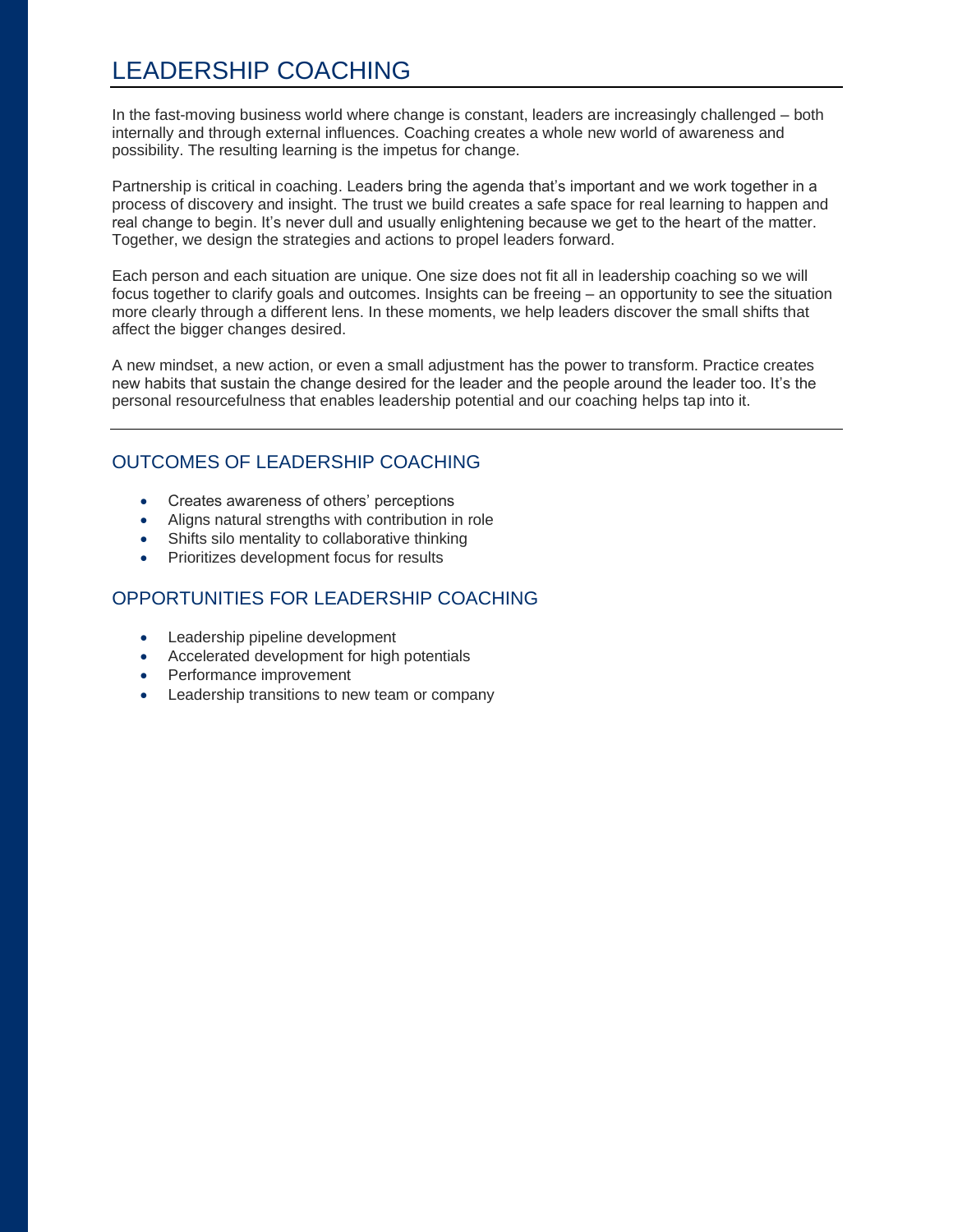# LEADERSHIP COACHING

In the fast-moving business world where change is constant, leaders are increasingly challenged – both internally and through external influences. Coaching creates a whole new world of awareness and possibility. The resulting learning is the impetus for change.

Partnership is critical in coaching. Leaders bring the agenda that's important and we work together in a process of discovery and insight. The trust we build creates a safe space for real learning to happen and real change to begin. It's never dull and usually enlightening because we get to the heart of the matter. Together, we design the strategies and actions to propel leaders forward.

Each person and each situation are unique. One size does not fit all in leadership coaching so we will focus together to clarify goals and outcomes. Insights can be freeing – an opportunity to see the situation more clearly through a different lens. In these moments, we help leaders discover the small shifts that affect the bigger changes desired.

A new mindset, a new action, or even a small adjustment has the power to transform. Practice creates new habits that sustain the change desired for the leader and the people around the leader too. It's the personal resourcefulness that enables leadership potential and our coaching helps tap into it.

## OUTCOMES OF LEADERSHIP COACHING

- Creates awareness of others' perceptions
- Aligns natural strengths with contribution in role
- Shifts silo mentality to collaborative thinking
- Prioritizes development focus for results

## OPPORTUNITIES FOR LEADERSHIP COACHING

- Leadership pipeline development
- Accelerated development for high potentials
- Performance improvement
- Leadership transitions to new team or company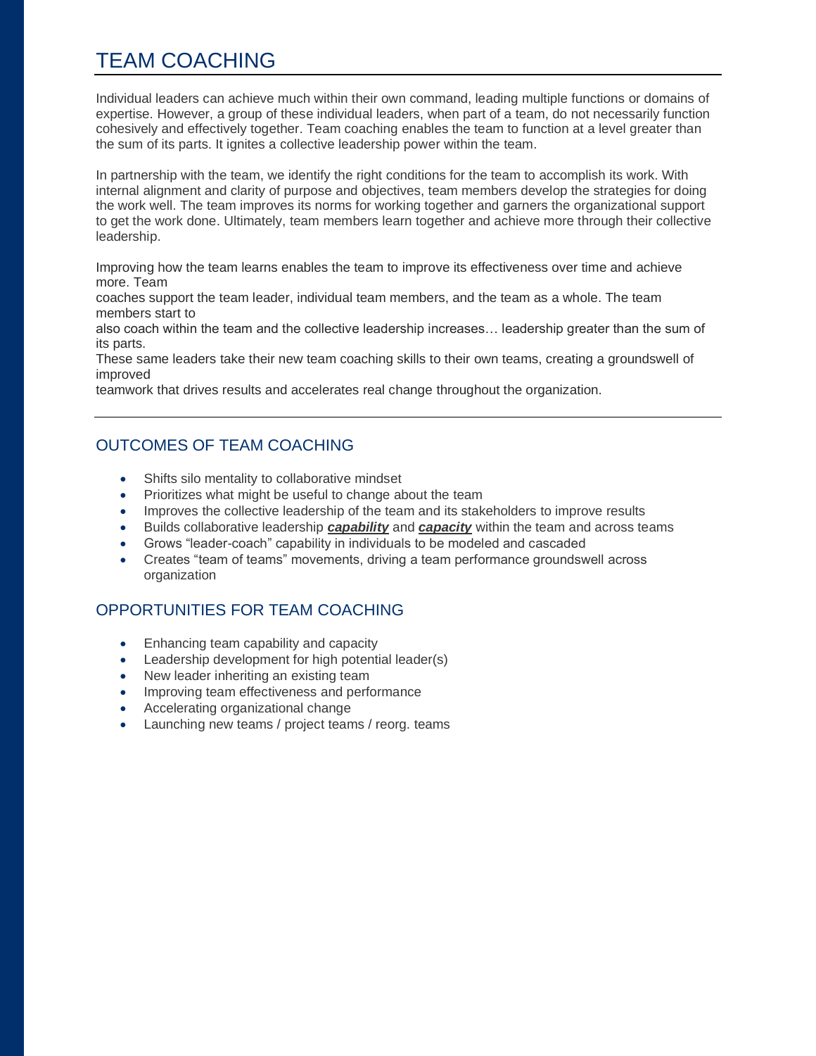# TEAM COACHING

Individual leaders can achieve much within their own command, leading multiple functions or domains of expertise. However, a group of these individual leaders, when part of a team, do not necessarily function cohesively and effectively together. Team coaching enables the team to function at a level greater than the sum of its parts. It ignites a collective leadership power within the team.

In partnership with the team, we identify the right conditions for the team to accomplish its work. With internal alignment and clarity of purpose and objectives, team members develop the strategies for doing the work well. The team improves its norms for working together and garners the organizational support to get the work done. Ultimately, team members learn together and achieve more through their collective leadership.

Improving how the team learns enables the team to improve its effectiveness over time and achieve more. Team coaches support the team leader, individual team members, and the team as a whole. The team members start to also coach within the team and the collective leadership increases… leadership greater than the sum of its parts.
These same leaders take their new team coaching skills to their own teams, creating a groundswell of improved teamwork that drives results and accelerates real change throughout the organization.

## OUTCOMES OF TEAM COACHING

- Shifts silo mentality to collaborative mindset
- Prioritizes what might be useful to change about the team
- Improves the collective leadership of the team and its stakeholders to improve results
- Builds collaborative leadership ***capability*** and ***capacity*** within the team and across teams
- Grows "leader-coach" capability in individuals to be modeled and cascaded
- Creates "team of teams" movements, driving a team performance groundswell across organization

## OPPORTUNITIES FOR TEAM COACHING

- Enhancing team capability and capacity
- Leadership development for high potential leader(s)
- New leader inheriting an existing team
- Improving team effectiveness and performance
- Accelerating organizational change
- Launching new teams / project teams / reorg. teams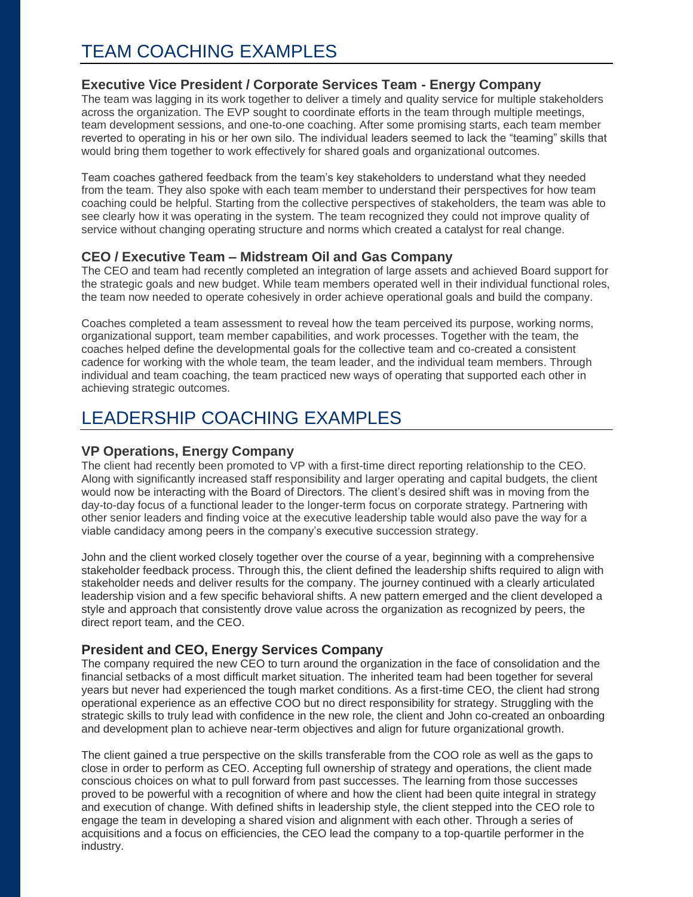# TEAM COACHING EXAMPLES

### Executive Vice President / Corporate Services Team - Energy Company

The team was lagging in its work together to deliver a timely and quality service for multiple stakeholders across the organization. The EVP sought to coordinate efforts in the team through multiple meetings, team development sessions, and one-to-one coaching. After some promising starts, each team member reverted to operating in his or her own silo. The individual leaders seemed to lack the "teaming" skills that would bring them together to work effectively for shared goals and organizational outcomes.

Team coaches gathered feedback from the team's key stakeholders to understand what they needed from the team. They also spoke with each team member to understand their perspectives for how team coaching could be helpful. Starting from the collective perspectives of stakeholders, the team was able to see clearly how it was operating in the system. The team recognized they could not improve quality of service without changing operating structure and norms which created a catalyst for real change.

### CEO / Executive Team – Midstream Oil and Gas Company

The CEO and team had recently completed an integration of large assets and achieved Board support for the strategic goals and new budget. While team members operated well in their individual functional roles, the team now needed to operate cohesively in order achieve operational goals and build the company.

Coaches completed a team assessment to reveal how the team perceived its purpose, working norms, organizational support, team member capabilities, and work processes. Together with the team, the coaches helped define the developmental goals for the collective team and co-created a consistent cadence for working with the whole team, the team leader, and the individual team members. Through individual and team coaching, the team practiced new ways of operating that supported each other in achieving strategic outcomes.

# LEADERSHIP COACHING EXAMPLES

### VP Operations, Energy Company

The client had recently been promoted to VP with a first-time direct reporting relationship to the CEO. Along with significantly increased staff responsibility and larger operating and capital budgets, the client would now be interacting with the Board of Directors. The client's desired shift was in moving from the day-to-day focus of a functional leader to the longer-term focus on corporate strategy. Partnering with other senior leaders and finding voice at the executive leadership table would also pave the way for a viable candidacy among peers in the company's executive succession strategy.

John and the client worked closely together over the course of a year, beginning with a comprehensive stakeholder feedback process. Through this, the client defined the leadership shifts required to align with stakeholder needs and deliver results for the company. The journey continued with a clearly articulated leadership vision and a few specific behavioral shifts. A new pattern emerged and the client developed a style and approach that consistently drove value across the organization as recognized by peers, the direct report team, and the CEO.

### President and CEO, Energy Services Company

The company required the new CEO to turn around the organization in the face of consolidation and the financial setbacks of a most difficult market situation. The inherited team had been together for several years but never had experienced the tough market conditions. As a first-time CEO, the client had strong operational experience as an effective COO but no direct responsibility for strategy. Struggling with the strategic skills to truly lead with confidence in the new role, the client and John co-created an onboarding and development plan to achieve near-term objectives and align for future organizational growth.

The client gained a true perspective on the skills transferable from the COO role as well as the gaps to close in order to perform as CEO. Accepting full ownership of strategy and operations, the client made conscious choices on what to pull forward from past successes. The learning from those successes proved to be powerful with a recognition of where and how the client had been quite integral in strategy and execution of change. With defined shifts in leadership style, the client stepped into the CEO role to engage the team in developing a shared vision and alignment with each other. Through a series of acquisitions and a focus on efficiencies, the CEO lead the company to a top-quartile performer in the industry.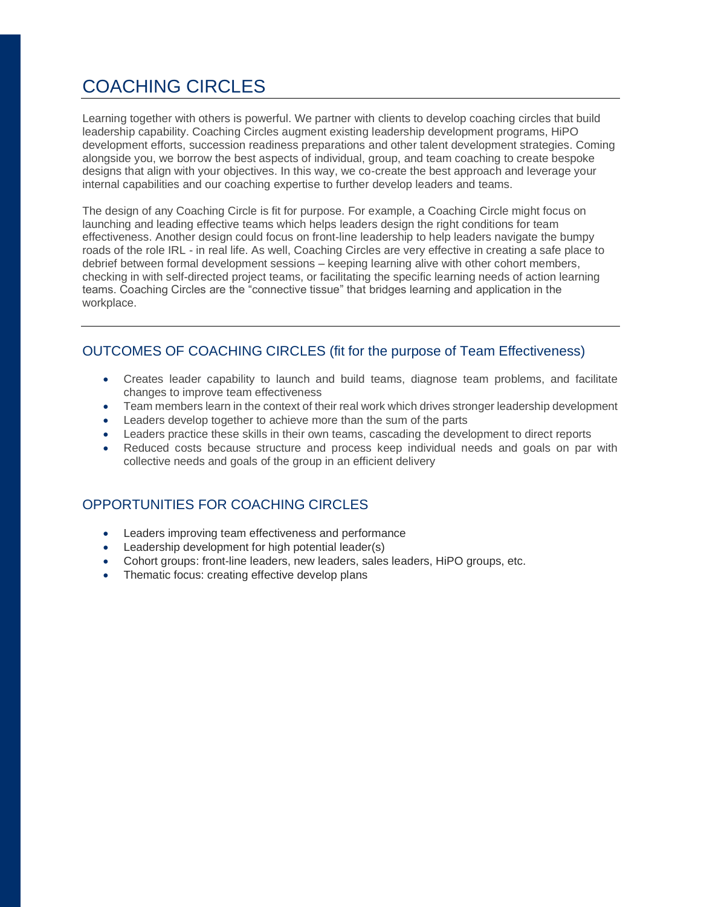# COACHING CIRCLES

Learning together with others is powerful. We partner with clients to develop coaching circles that build leadership capability. Coaching Circles augment existing leadership development programs, HiPO development efforts, succession readiness preparations and other talent development strategies. Coming alongside you, we borrow the best aspects of individual, group, and team coaching to create bespoke designs that align with your objectives. In this way, we co-create the best approach and leverage your internal capabilities and our coaching expertise to further develop leaders and teams.

The design of any Coaching Circle is fit for purpose. For example, a Coaching Circle might focus on launching and leading effective teams which helps leaders design the right conditions for team effectiveness. Another design could focus on front-line leadership to help leaders navigate the bumpy roads of the role IRL - in real life. As well, Coaching Circles are very effective in creating a safe place to debrief between formal development sessions – keeping learning alive with other cohort members, checking in with self-directed project teams, or facilitating the specific learning needs of action learning teams. Coaching Circles are the "connective tissue" that bridges learning and application in the workplace.

## OUTCOMES OF COACHING CIRCLES (fit for the purpose of Team Effectiveness)

- Creates leader capability to launch and build teams, diagnose team problems, and facilitate changes to improve team effectiveness
- Team members learn in the context of their real work which drives stronger leadership development
- Leaders develop together to achieve more than the sum of the parts
- Leaders practice these skills in their own teams, cascading the development to direct reports
- Reduced costs because structure and process keep individual needs and goals on par with collective needs and goals of the group in an efficient delivery

## OPPORTUNITIES FOR COACHING CIRCLES

- Leaders improving team effectiveness and performance
- Leadership development for high potential leader(s)
- Cohort groups: front-line leaders, new leaders, sales leaders, HiPO groups, etc.
- Thematic focus: creating effective develop plans